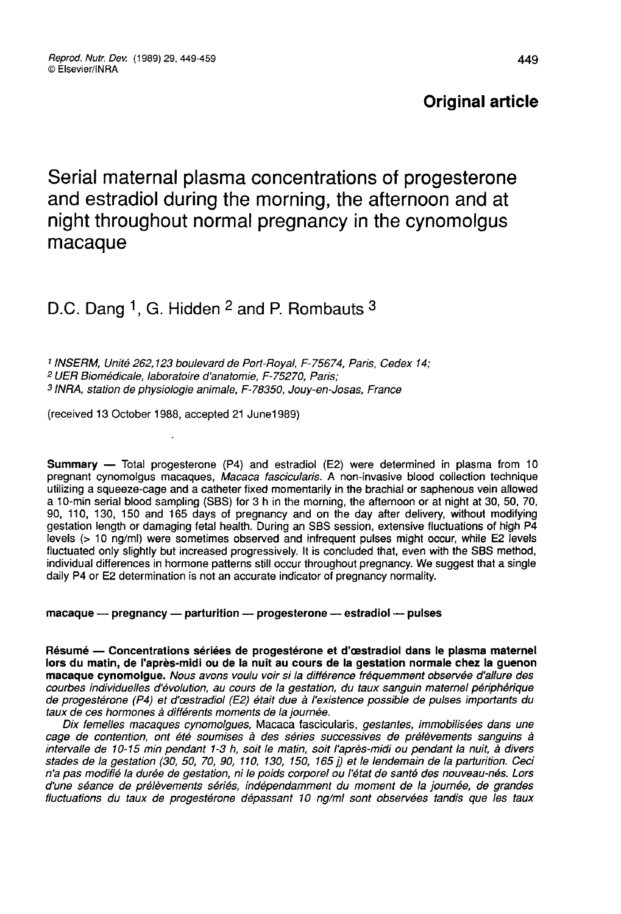**Original article**

# Serial maternal plasma concentrations of progesterone and estradiol during the morning, the afternoon and at night throughout normal pregnancy in the cynomolgus macaque

D.C. Dang [1], G. Hidden [2] and P. Rombauts [3]

[1] *INSERM, Unité 262,123 boulevard de Port-Royal, F-75674, Paris, Cedex 14;*
[2] *UER Biomédicale, laboratoire d'anatomie, F-75270, Paris;*
[3] *INRA, station de physiologie animale, F-78350, Jouy-en-Josas, France*

(received 13 October 1988, accepted 21 June1989)

**Summary** — Total progesterone (P4) and estradiol (E2) were determined in plasma from 10 pregnant cynomolgus macaques, *Macaca fascicularis*. A non-invasive blood collection technique utilizing a squeeze-cage and a catheter fixed momentarily in the brachial or saphenous vein allowed a 10-min serial blood sampling (SBS) for 3 h in the morning, the afternoon or at night at 30, 50, 70, 90, 110, 130, 150 and 165 days of pregnancy and on the day after delivery, without modifying gestation length or damaging fetal health. During an SBS session, extensive fluctuations of high P4 levels (> 10 ng/ml) were sometimes observed and infrequent pulses might occur, while E2 levels fluctuated only slightly but increased progressively. It is concluded that, even with the SBS method, individual differences in hormone patterns still occur throughout pregnancy. We suggest that a single daily P4 or E2 determination is not an accurate indicator of pregnancy normality.

**macaque — pregnancy — parturition — progesterone — estradiol — pulses**

**Résumé — Concentrations sériées de progestérone et d'œstradiol dans le plasma maternel lors du matin, de l'après-midi ou de la nuit au cours de la gestation normale chez la guenon macaque cynomolgue.** *Nous avons voulu voir si la différence fréquemment observée d'allure des courbes individuelles d'évolution, au cours de la gestation, du taux sanguin maternel périphérique de progestérone (P4) et d'œstradiol (E2) était due à l'existence possible de pulses importants du taux de ces hormones à différents moments de la journée.*

*Dix femelles macaques cynomolgues,* Macaca fascicularis, *gestantes, immobilisées dans une cage de contention, ont été soumises à des séries successives de prélèvements sanguins à intervalle de 10-15 min pendant 1-3 h, soit le matin, soit l'après-midi ou pendant la nuit, à divers stades de la gestation (30, 50, 70, 90, 110, 130, 150, 165 j) et le lendemain de la parturition. Ceci n'a pas modifié la durée de gestation, ni le poids corporel ou l'état de santé des nouveau-nés. Lors d'une séance de prélèvements sériés, indépendamment du moment de la journée, de grandes fluctuations du taux de progestérone dépassant 10 ng/ml sont observées tandis que les taux*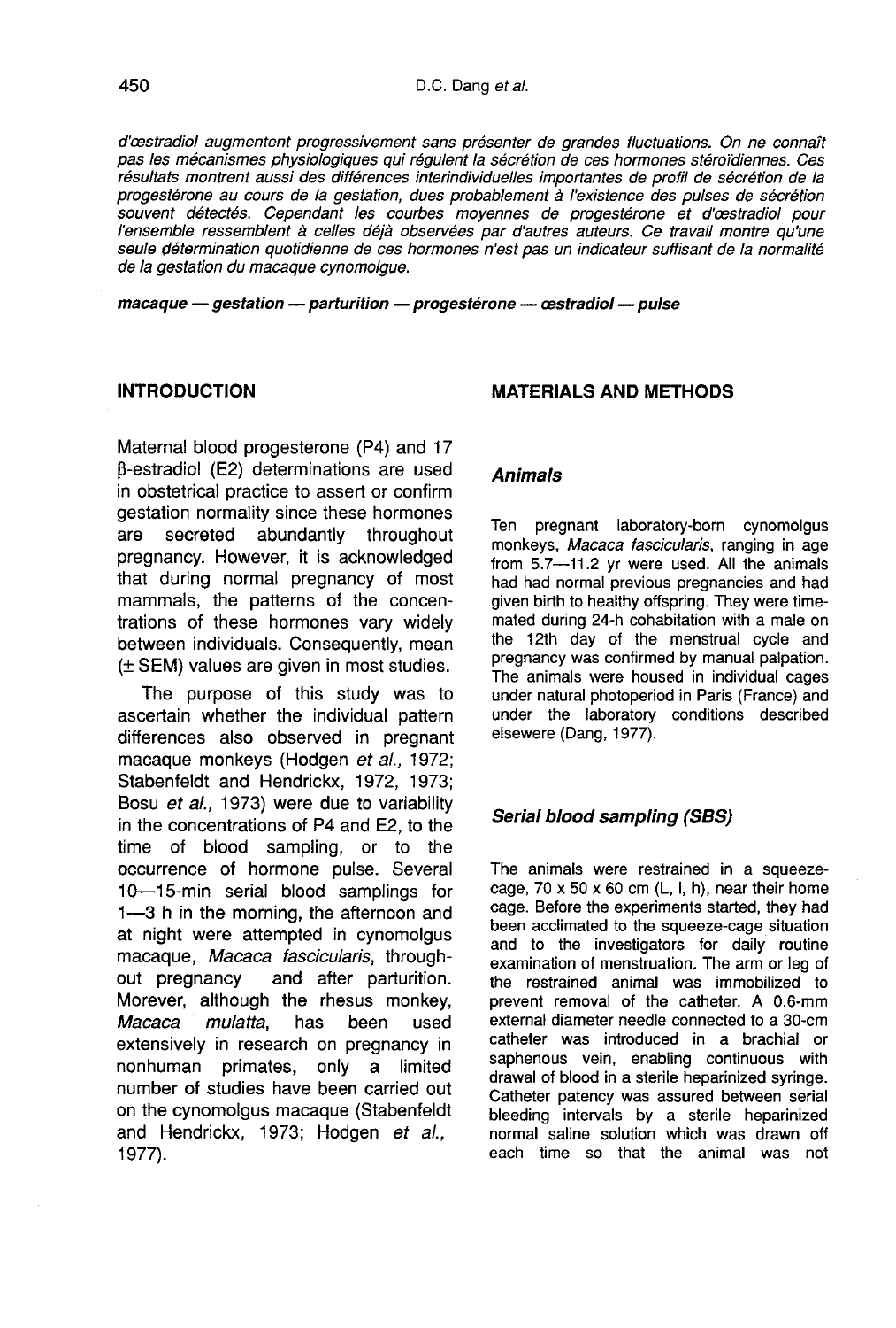*d'œstradiol augmentent progressivement sans présenter de grandes fluctuations. On ne connaît pas les mécanismes physiologiques qui régulent la sécrétion de ces hormones stéroïdiennes. Ces résultats montrent aussi des différences interindividuelles importantes de profil de sécrétion de la progestérone au cours de la gestation, dues probablement à l'existence des pulses de sécrétion souvent détectés. Cependant les courbes moyennes de progestérone et d'œstradiol pour l'ensemble ressemblent à celles déjà observées par d'autres auteurs. Ce travail montre qu'une seule détermination quotidienne de ces hormones n'est pas un indicateur suffisant de la normalité de la gestation du macaque cynomolgue.*

***macaque — gestation — parturition — progestérone — œstradiol — pulse***

## INTRODUCTION

Maternal blood progesterone (P4) and 17 β-estradiol (E2) determinations are used in obstetrical practice to assert or confirm gestation normality since these hormones are secreted abundantly throughout pregnancy. However, it is acknowledged that during normal pregnancy of most mammals, the patterns of the concentrations of these hormones vary widely between individuals. Consequently, mean (± SEM) values are given in most studies.

The purpose of this study was to ascertain whether the individual pattern differences also observed in pregnant macaque monkeys (Hodgen *et al.*, 1972; Stabenfeldt and Hendrickx, 1972, 1973; Bosu *et al.*, 1973) were due to variability in the concentrations of P4 and E2, to the time of blood sampling, or to the occurrence of hormone pulse. Several 10—15-min serial blood samplings for 1—3 h in the morning, the afternoon and at night were attempted in cynomolgus macaque, *Macaca fascicularis*, throughout pregnancy and after parturition. Morever, although the rhesus monkey, *Macaca mulatta*, has been used extensively in research on pregnancy in nonhuman primates, only a limited number of studies have been carried out on the cynomolgus macaque (Stabenfeldt and Hendrickx, 1973; Hodgen *et al.*, 1977).

## MATERIALS AND METHODS

### Animals

Ten pregnant laboratory-born cynomolgus monkeys, *Macaca fascicularis*, ranging in age from 5.7—11.2 yr were used. All the animals had had normal previous pregnancies and had given birth to healthy offspring. They were time-mated during 24-h cohabitation with a male on the 12th day of the menstrual cycle and pregnancy was confirmed by manual palpation. The animals were housed in individual cages under natural photoperiod in Paris (France) and under the laboratory conditions described elsewere (Dang, 1977).

### Serial blood sampling (SBS)

The animals were restrained in a squeeze-cage, 70 x 50 x 60 cm (L, l, h), near their home cage. Before the experiments started, they had been acclimated to the squeeze-cage situation and to the investigators for daily routine examination of menstruation. The arm or leg of the restrained animal was immobilized to prevent removal of the catheter. A 0.6-mm external diameter needle connected to a 30-cm catheter was introduced in a brachial or saphenous vein, enabling continuous with drawal of blood in a sterile heparinized syringe. Catheter patency was assured between serial bleeding intervals by a sterile heparinized normal saline solution which was drawn off each time so that the animal was not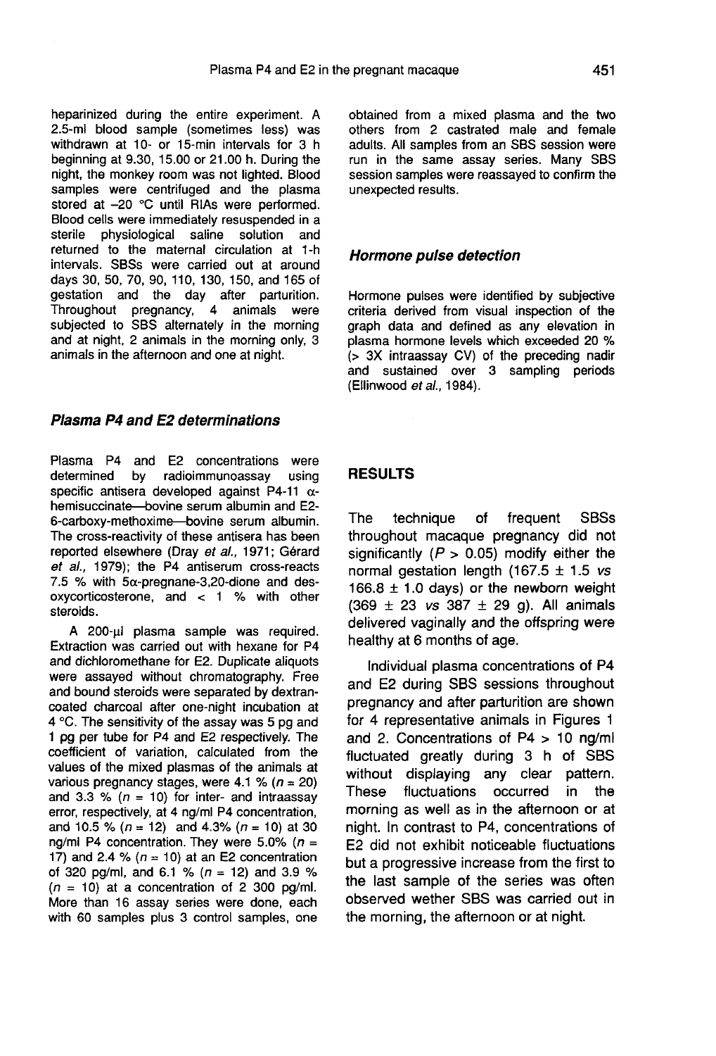heparinized during the entire experiment. A 2.5-ml blood sample (sometimes less) was withdrawn at 10- or 15-min intervals for 3 h beginning at 9.30, 15.00 or 21.00 h. During the night, the monkey room was not lighted. Blood samples were centrifuged and the plasma stored at –20 °C until RIAs were performed. Blood cells were immediately resuspended in a sterile physiological saline solution and returned to the maternal circulation at 1-h intervals. SBSs were carried out at around days 30, 50, 70, 90, 110, 130, 150, and 165 of gestation and the day after parturition. Throughout pregnancy, 4 animals were subjected to SBS alternately in the morning and at night, 2 animals in the morning only, 3 animals in the afternoon and one at night.

### *Plasma P4 and E2 determinations*

Plasma P4 and E2 concentrations were determined by radioimmunoassay using specific antisera developed against P4-11 α-hemisuccinate—bovine serum albumin and E2-6-carboxy-methoxime—bovine serum albumin. The cross-reactivity of these antisera has been reported elsewhere (Dray *et al.*, 1971; Gérard *et al.*, 1979); the P4 antiserum cross-reacts 7.5 % with 5α-pregnane-3,20-dione and desoxycorticosterone, and < 1 % with other steroids.

A 200-μl plasma sample was required. Extraction was carried out with hexane for P4 and dichloromethane for E2. Duplicate aliquots were assayed without chromatography. Free and bound steroids were separated by dextran-coated charcoal after one-night incubation at 4 °C. The sensitivity of the assay was 5 pg and 1 pg per tube for P4 and E2 respectively. The coefficient of variation, calculated from the values of the mixed plasmas of the animals at various pregnancy stages, were 4.1 % ($n$ = 20) and 3.3 % ($n$ = 10) for inter- and intraassay error, respectively, at 4 ng/ml P4 concentration, and 10.5 % ($n$ = 12) and 4.3% ($n$ = 10) at 30 ng/ml P4 concentration. They were 5.0% ($n$ = 17) and 2.4 % ($n$ = 10) at an E2 concentration of 320 pg/ml, and 6.1 % ($n$ = 12) and 3.9 % ($n$ = 10) at a concentration of 2 300 pg/ml. More than 16 assay series were done, each with 60 samples plus 3 control samples, one obtained from a mixed plasma and the two others from 2 castrated male and female adults. All samples from an SBS session were run in the same assay series. Many SBS session samples were reassayed to confirm the unexpected results.

### *Hormone pulse detection*

Hormone pulses were identified by subjective criteria derived from visual inspection of the graph data and defined as any elevation in plasma hormone levels which exceeded 20 % (> 3X intraassay CV) of the preceding nadir and sustained over 3 sampling periods (Ellinwood *et al.*, 1984).

## RESULTS

The technique of frequent SBSs throughout macaque pregnancy did not significantly ($P$ > 0.05) modify either the normal gestation length (167.5 ± 1.5 *vs* 166.8 ± 1.0 days) or the newborn weight (369 ± 23 *vs* 387 ± 29 g). All animals delivered vaginally and the offspring were healthy at 6 months of age.

Individual plasma concentrations of P4 and E2 during SBS sessions throughout pregnancy and after parturition are shown for 4 representative animals in Figures 1 and 2. Concentrations of P4 > 10 ng/ml fluctuated greatly during 3 h of SBS without displaying any clear pattern. These fluctuations occurred in the morning as well as in the afternoon or at night. In contrast to P4, concentrations of E2 did not exhibit noticeable fluctuations but a progressive increase from the first to the last sample of the series was often observed wether SBS was carried out in the morning, the afternoon or at night.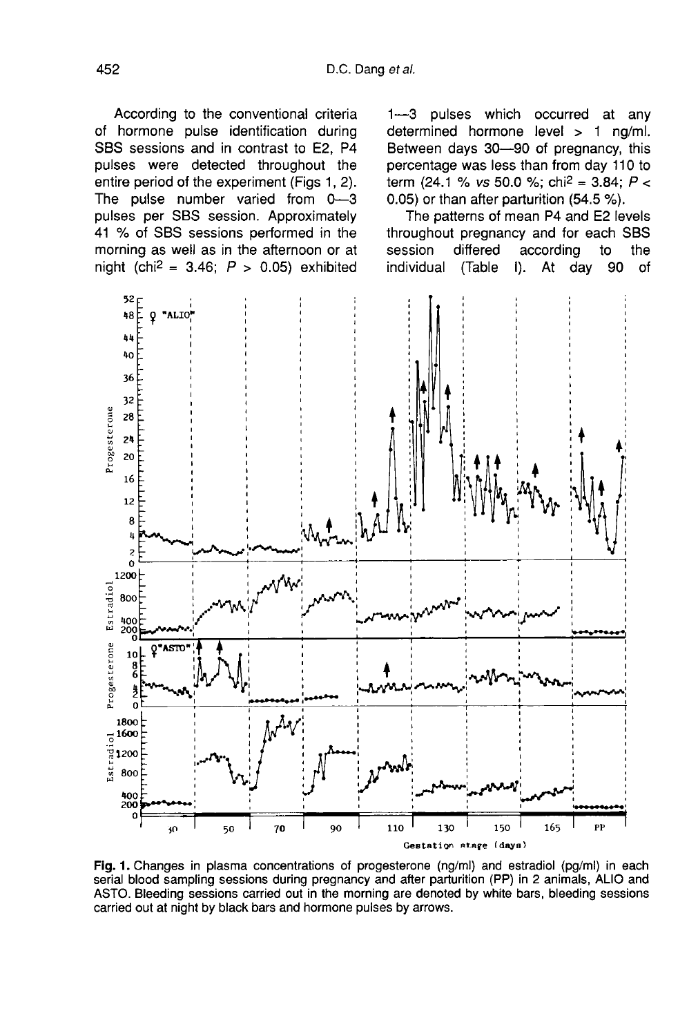According to the conventional criteria of hormone pulse identification during SBS sessions and in contrast to E2, P4 pulses were detected throughout the entire period of the experiment (Figs 1, 2). The pulse number varied from 0—3 pulses per SBS session. Approximately 41 % of SBS sessions performed in the morning as well as in the afternoon or at night ($chi^2 = 3.46$; $P > 0.05$) exhibited 1—3 pulses which occurred at any determined hormone level > 1 ng/ml. Between days 30—90 of pregnancy, this percentage was less than from day 110 to term (24.1 % *vs* 50.0 %; $chi^2 = 3.84$; $P < 0.05$) or than after parturition (54.5 %).

The patterns of mean P4 and E2 levels throughout pregnancy and for each SBS session differed according to the individual (Table I). At day 90 of

**Fig. 1.** Changes in plasma concentrations of progesterone (ng/ml) and estradiol (pg/ml) in each serial blood sampling sessions during pregnancy and after parturition (PP) in 2 animals, ALIO and ASTO. Bleeding sessions carried out in the morning are denoted by white bars, bleeding sessions carried out at night by black bars and hormone pulses by arrows.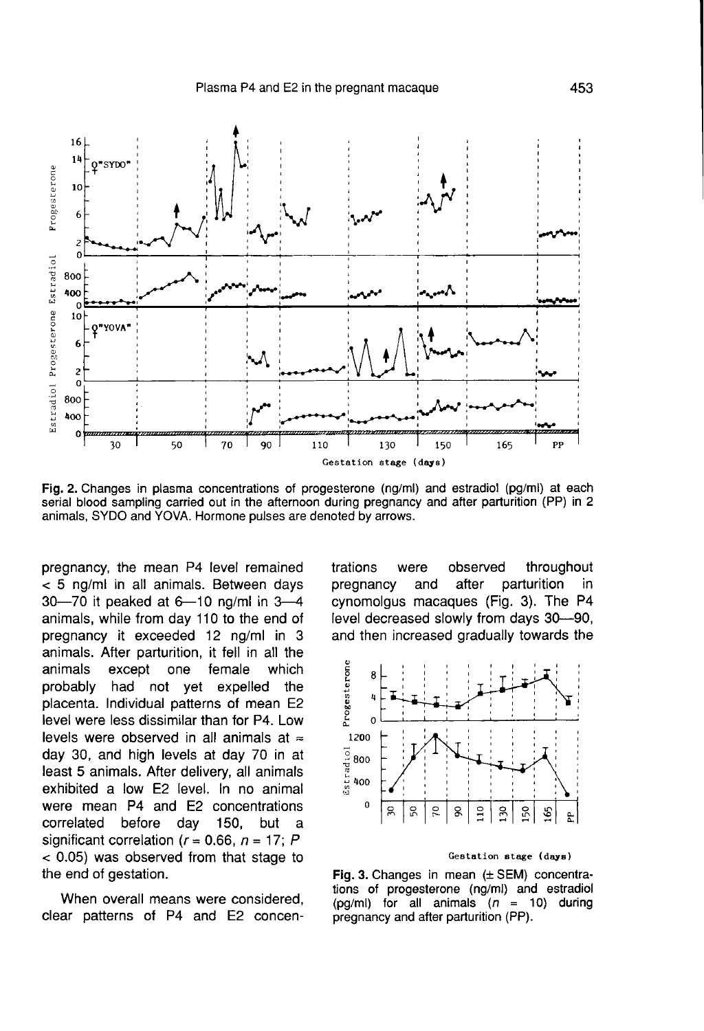Fig. 2. Changes in plasma concentrations of progesterone (ng/ml) and estradiol (pg/ml) at each serial blood sampling carried out in the afternoon during pregnancy and after parturition (PP) in 2 animals, SYDO and YOVA. Hormone pulses are denoted by arrows.

pregnancy, the mean P4 level remained < 5 ng/ml in all animals. Between days 30—70 it peaked at 6—10 ng/ml in 3—4 animals, while from day 110 to the end of pregnancy it exceeded 12 ng/ml in 3 animals. After parturition, it fell in all the animals except one female which probably had not yet expelled the placenta. Individual patterns of mean E2 level were less dissimilar than for P4. Low levels were observed in all animals at ≈ day 30, and high levels at day 70 in at least 5 animals. After delivery, all animals exhibited a low E2 level. In no animal were mean P4 and E2 concentrations correlated before day 150, but a significant correlation ($r = 0.66$, $n = 17$; $P < 0.05$) was observed from that stage to the end of gestation.

When overall means were considered, clear patterns of P4 and E2 concentrations were observed throughout pregnancy and after parturition in cynomolgus macaques (Fig. 3). The P4 level decreased slowly from days 30—90, and then increased gradually towards the

Fig. 3. Changes in mean (± SEM) concentrations of progesterone (ng/ml) and estradiol (pg/ml) for all animals ($n$ = 10) during pregnancy and after parturition (PP).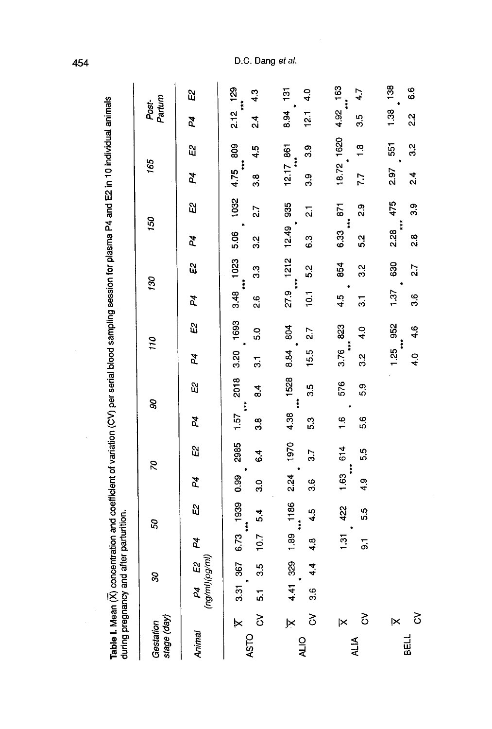**Table I.** Mean ($\bar{X}$) concentration and coefficient of variation (CV) per serial blood sampling session for plasma P4 and E2 in 10 individual animals during pregnancy and after parturition.

| Gestation stage (day) | | 30 | | 50 | | 70 | | 90 | | 110 | | 130 | | 150 | | 165 | | Post-Partum | |
|---|---|---|---|---|---|---|---|---|---|---|---|---|---|---|---|---|---|---|---|
| Animal | | P4 (ng/ml) | E2 (pg/ml) | P4 | E2 | P4 | E2 | P4 | E2 | P4 | E2 | P4 | E2 | P4 | E2 | P4 | E2 | P4 | E2 |
| ASTO | $\bar{X}$ | 3.31 * | 367 | 6.73 *** | 1939 | 0.99 * | 2985 | 1.57 *** | 2018 | 3.20 * | 1693 | 3.48 *** | 1023 | 5.06 * | 1032 | 4.75 *** | 809 | 2.12 *** | 129 |
| | CV | 5.1 | 3.5 | 10.7 | 5.4 | 3.0 | 6.4 | 3.8 | 8.4 | 3.1 | 5.0 | 2.6 | 3.3 | 3.2 | 2.7 | 3.8 | 4.5 | 2.4 | 4.3 |
| ALIO | $\bar{X}$ | 4.41 * | 329 | 1.89 *** | 1186 | 2.24 * | 1970 | 4.38 *** | 1528 | 8.84 * | 804 | 27.9 *** | 1212 | 12.49 * | 935 | 12.17 *** | 861 | 8.94 * | 131 |
| | CV | 3.6 | 4.4 | 4.8 | 4.5 | 3.6 | 3.7 | 5.3 | 3.5 | 15.5 | 2.7 | 10.1 | 5.2 | 6.3 | 2.1 | 3.9 | 3.9 | 12.1 | 4.0 |
| ALIA | $\bar{X}$ | | | 1.31 * | 422 | 1.63 *** | 614 | 1.6 * | 576 | 3.76 *** | 823 | 4.5 * | 854 | 6.33 *** | 871 | 18.72 * | 1620 | 4.92 *** | 163 |
| | CV | | | 9.1 | 5.5 | 4.9 | 5.5 | 5.6 | 5.9 | 3.2 | 4.0 | 3.1 | 3.2 | 5.2 | 2.9 | 7.7 | 1.8 | 3.5 | 4.7 |
| BELL | $\bar{X}$ | | | | | | | | | 1.25 *** | 952 | 1.37 * | 630 | 2.28 *** | 475 | 2.97 * | 551 | 1.38 * | 138 |
| | CV | | | | | | | | | 4.0 | 4.6 | 3.6 | 2.7 | 2.8 | 3.9 | 2.4 | 3.2 | 2.2 | 6.6 |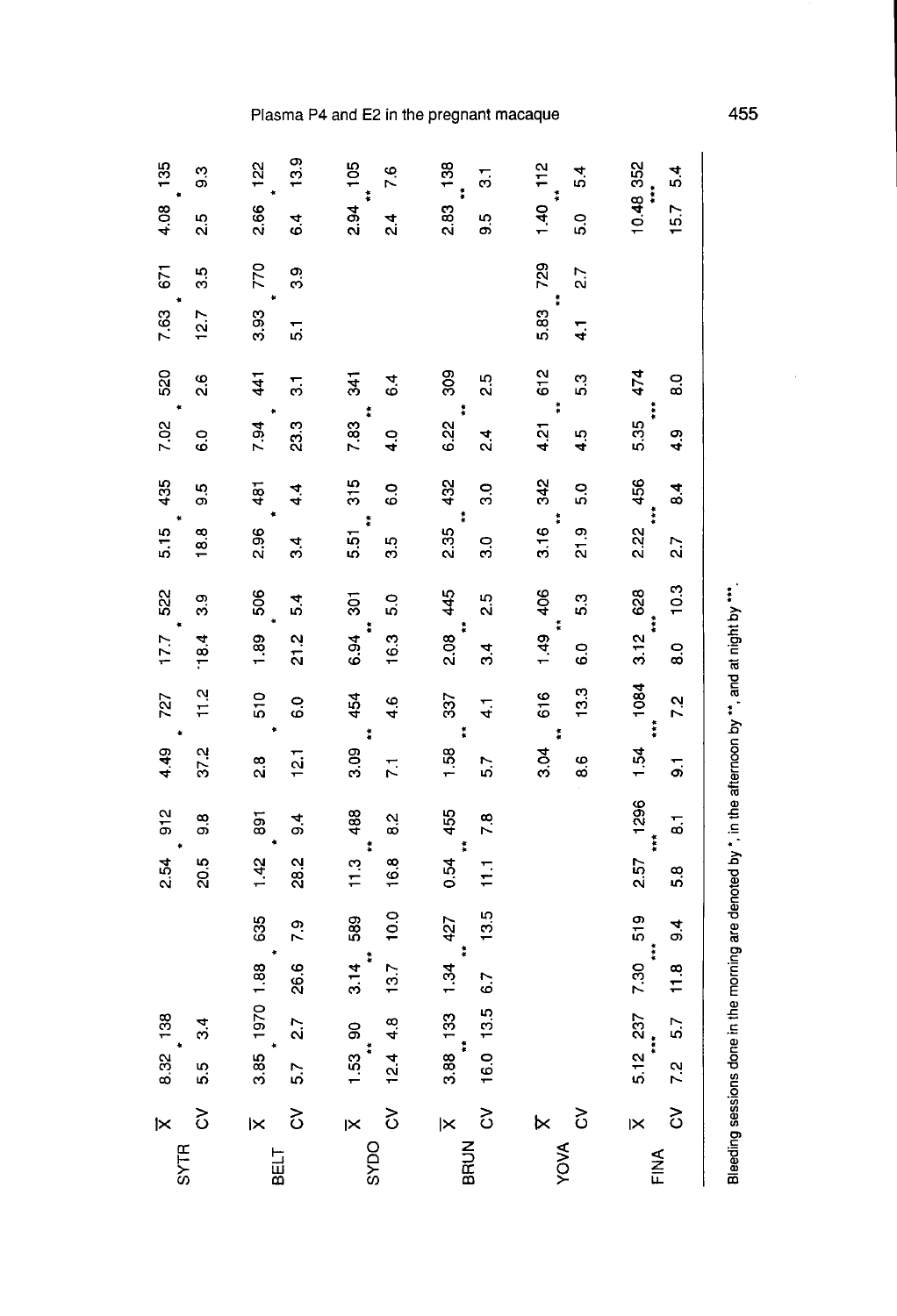| | | | | | | | | | | | | | | | | | | | | | | | | | | | | |
|---|---|---|---|---|---|---|---|---|---|---|---|---|---|---|---|---|---|---|---|---|---|---|---|---|---|---|---|---|
| SYTR | X̄ | 8.32 | * | 138 | | | | 2.54 | * | 912 | 4.49 | * | 727 | 17.7 | * | 522 | 5.15 | * | 435 | 7.02 | * | 520 | 7.63 | * | 671 | 4.08 | * | 135 |
| | CV | 5.5 | | 3.4 | | | | 20.5 | | 9.8 | 37.2 | | 11.2 | 18.4 | | 3.9 | 18.8 | | 9.5 | 6.0 | | 2.6 | 12.7 | | 3.5 | 2.5 | | 9.3 |
| BELT | X̄ | 3.85 | * | 1970 | 1.88 | * | 635 | 1.42 | * | 891 | 2.8 | * | 510 | 1.89 | * | 506 | 2.96 | * | 481 | 7.94 | * | 441 | 3.93 | * | 770 | 2.66 | * | 122 |
| | CV | 5.7 | | 2.7 | 26.6 | | 7.9 | 28.2 | | 9.4 | 12.1 | | 6.0 | 21.2 | | 5.4 | 3.4 | | 4.4 | 23.3 | | 3.1 | 5.1 | | 3.9 | 6.4 | | 13.9 |
| SYDO | X̄ | 1.53 | ** | 90 | 3.14 | ** | 589 | 11.3 | ** | 488 | 3.09 | ** | 454 | 6.94 | ** | 301 | 5.51 | ** | 315 | 7.83 | ** | 341 | | | | 2.94 | ** | 105 |
| | CV | 12.4 | | 4.8 | 13.7 | | 10.0 | 16.8 | | 8.2 | 7.1 | | 4.6 | 16.3 | | 5.0 | 3.5 | | 6.0 | 4.0 | | 6.4 | | | | 2.4 | | 7.6 |
| BRUN | X̄ | 3.88 | ** | 133 | 1.34 | ** | 427 | 0.54 | ** | 455 | 1.58 | ** | 337 | 2.08 | ** | 445 | 2.35 | ** | 432 | 6.22 | ** | 309 | | | | 2.83 | ** | 138 |
| | CV | 16.0 | | 13.5 | 6.7 | | 13.5 | 11.1 | | 7.8 | 5.7 | | 4.1 | 3.4 | | 2.5 | 3.0 | | 3.0 | 2.4 | | 2.5 | | | | 9.5 | | 3.1 |
| YOVA | X̄ | | | | | | | | | | 3.04 | ** | 616 | 1.49 | ** | 406 | 3.16 | ** | 342 | 4.21 | ** | 612 | 5.83 | ** | 729 | 1.40 | ** | 112 |
| | CV | | | | | | | | | | 8.6 | | 13.3 | 6.0 | | 5.3 | 21.9 | | 5.0 | 4.5 | | 5.3 | 4.1 | | 2.7 | 5.0 | | 5.4 |
| FINA | X̄ | 5.12 | *** | 237 | 7.30 | *** | 519 | 2.57 | *** | 1296 | 1.54 | *** | 1084 | 3.12 | *** | 628 | 2.22 | *** | 456 | 5.35 | *** | 474 | | | | 10.48 | *** | 352 |
| | CV | 7.2 | | 5.7 | 11.8 | | 9.4 | 5.8 | | 8.1 | 9.1 | | 7.2 | 8.0 | | 10.3 | 2.7 | | 8.4 | 4.9 | | 8.0 | | | | 15.7 | | 5.4 |

Bleeding sessions done in the morning are denoted by *, in the afternoon by **, and at night by ***.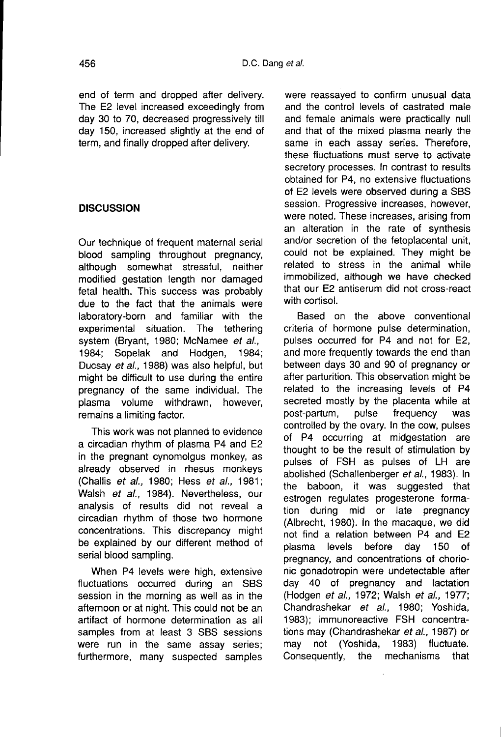end of term and dropped after delivery. The E2 level increased exceedingly from day 30 to 70, decreased progressively till day 150, increased slightly at the end of term, and finally dropped after delivery.

## DISCUSSION

Our technique of frequent maternal serial blood sampling throughout pregnancy, although somewhat stressful, neither modified gestation length nor damaged fetal health. This success was probably due to the fact that the animals were laboratory-born and familiar with the experimental situation. The tethering system (Bryant, 1980; McNamee *et al.*, 1984; Sopelak and Hodgen, 1984; Ducsay *et al.*, 1988) was also helpful, but might be difficult to use during the entire pregnancy of the same individual. The plasma volume withdrawn, however, remains a limiting factor.

This work was not planned to evidence a circadian rhythm of plasma P4 and E2 in the pregnant cynomolgus monkey, as already observed in rhesus monkeys (Challis *et al.*, 1980; Hess *et al.*, 1981; Walsh *et al.*, 1984). Nevertheless, our analysis of results did not reveal a circadian rhythm of those two hormone concentrations. This discrepancy might be explained by our different method of serial blood sampling.

When P4 levels were high, extensive fluctuations occurred during an SBS session in the morning as well as in the afternoon or at night. This could not be an artifact of hormone determination as all samples from at least 3 SBS sessions were run in the same assay series; furthermore, many suspected samples were reassayed to confirm unusual data and the control levels of castrated male and female animals were practically null and that of the mixed plasma nearly the same in each assay series. Therefore, these fluctuations must serve to activate secretory processes. In contrast to results obtained for P4, no extensive fluctuations of E2 levels were observed during a SBS session. Progressive increases, however, were noted. These increases, arising from an alteration in the rate of synthesis and/or secretion of the fetoplacental unit, could not be explained. They might be related to stress in the animal while immobilized, although we have checked that our E2 antiserum did not cross-react with cortisol.

Based on the above conventional criteria of hormone pulse determination, pulses occurred for P4 and not for E2, and more frequently towards the end than between days 30 and 90 of pregnancy or after parturition. This observation might be related to the increasing levels of P4 secreted mostly by the placenta while at post-partum, pulse frequency was controlled by the ovary. In the cow, pulses of P4 occurring at midgestation are thought to be the result of stimulation by pulses of FSH as pulses of LH are abolished (Schallenberger *et al.*, 1983). In the baboon, it was suggested that estrogen regulates progesterone formation during mid or late pregnancy (Albrecht, 1980). In the macaque, we did not find a relation between P4 and E2 plasma levels before day 150 of pregnancy, and concentrations of chorionic gonadotropin were undetectable after day 40 of pregnancy and lactation (Hodgen *et al.*, 1972; Walsh *et al.*, 1977; Chandrashekar *et al.*, 1980; Yoshida, 1983); immunoreactive FSH concentrations may (Chandrashekar *et al.*, 1987) or may not (Yoshida, 1983) fluctuate. Consequently, the mechanisms that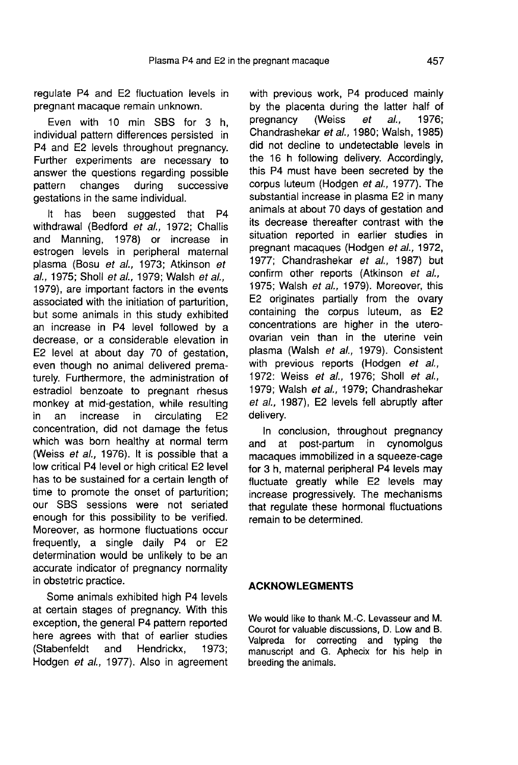regulate P4 and E2 fluctuation levels in pregnant macaque remain unknown.

Even with 10 min SBS for 3 h, individual pattern differences persisted in P4 and E2 levels throughout pregnancy. Further experiments are necessary to answer the questions regarding possible pattern changes during successive gestations in the same individual.

It has been suggested that P4 withdrawal (Bedford *et al.,* 1972; Challis and Manning, 1978) or increase in estrogen levels in peripheral maternal plasma (Bosu *et al.,* 1973; Atkinson *et al.,* 1975; Sholl *et al.,* 1979; Walsh *et al.,* 1979), are important factors in the events associated with the initiation of parturition, but some animals in this study exhibited an increase in P4 level followed by a decrease, or a considerable elevation in E2 level at about day 70 of gestation, even though no animal delivered prematurely. Furthermore, the administration of estradiol benzoate to pregnant rhesus monkey at mid-gestation, while resulting in an increase in circulating E2 concentration, did not damage the fetus which was born healthy at normal term (Weiss *et al.,* 1976). It is possible that a low critical P4 level or high critical E2 level has to be sustained for a certain length of time to promote the onset of parturition; our SBS sessions were not seriated enough for this possibility to be verified. Moreover, as hormone fluctuations occur frequently, a single daily P4 or E2 determination would be unlikely to be an accurate indicator of pregnancy normality in obstetric practice.

Some animals exhibited high P4 levels at certain stages of pregnancy. With this exception, the general P4 pattern reported here agrees with that of earlier studies (Stabenfeldt and Hendrickx, 1973; Hodgen *et al.,* 1977). Also in agreement with previous work, P4 produced mainly by the placenta during the latter half of pregnancy (Weiss *et al.,* 1976; Chandrashekar *et al.,* 1980; Walsh, 1985) did not decline to undetectable levels in the 16 h following delivery. Accordingly, this P4 must have been secreted by the corpus luteum (Hodgen *et al.,* 1977). The substantial increase in plasma E2 in many animals at about 70 days of gestation and its decrease thereafter contrast with the situation reported in earlier studies in pregnant macaques (Hodgen *et al.,* 1972, 1977; Chandrashekar *et al.,* 1987) but confirm other reports (Atkinson *et al.,* 1975; Walsh *et al.,* 1979). Moreover, this E2 originates partially from the ovary containing the corpus luteum, as E2 concentrations are higher in the utero-ovarian vein than in the uterine vein plasma (Walsh *et al.,* 1979). Consistent with previous reports (Hodgen *et al.,* 1972: Weiss *et al.,* 1976; Sholl *et al.,* 1979; Walsh *et al.,* 1979; Chandrashekar *et al.,* 1987), E2 levels fell abruptly after delivery.

In conclusion, throughout pregnancy and at post-partum in cynomolgus macaques immobilized in a squeeze-cage for 3 h, maternal peripheral P4 levels may fluctuate greatly while E2 levels may increase progressively. The mechanisms that regulate these hormonal fluctuations remain to be determined.

## ACKNOWLEGMENTS

We would like to thank M.-C. Levasseur and M. Courot for valuable discussions, D. Low and B. Valpreda for correcting and typing the manuscript and G. Aphecix for his help in breeding the animals.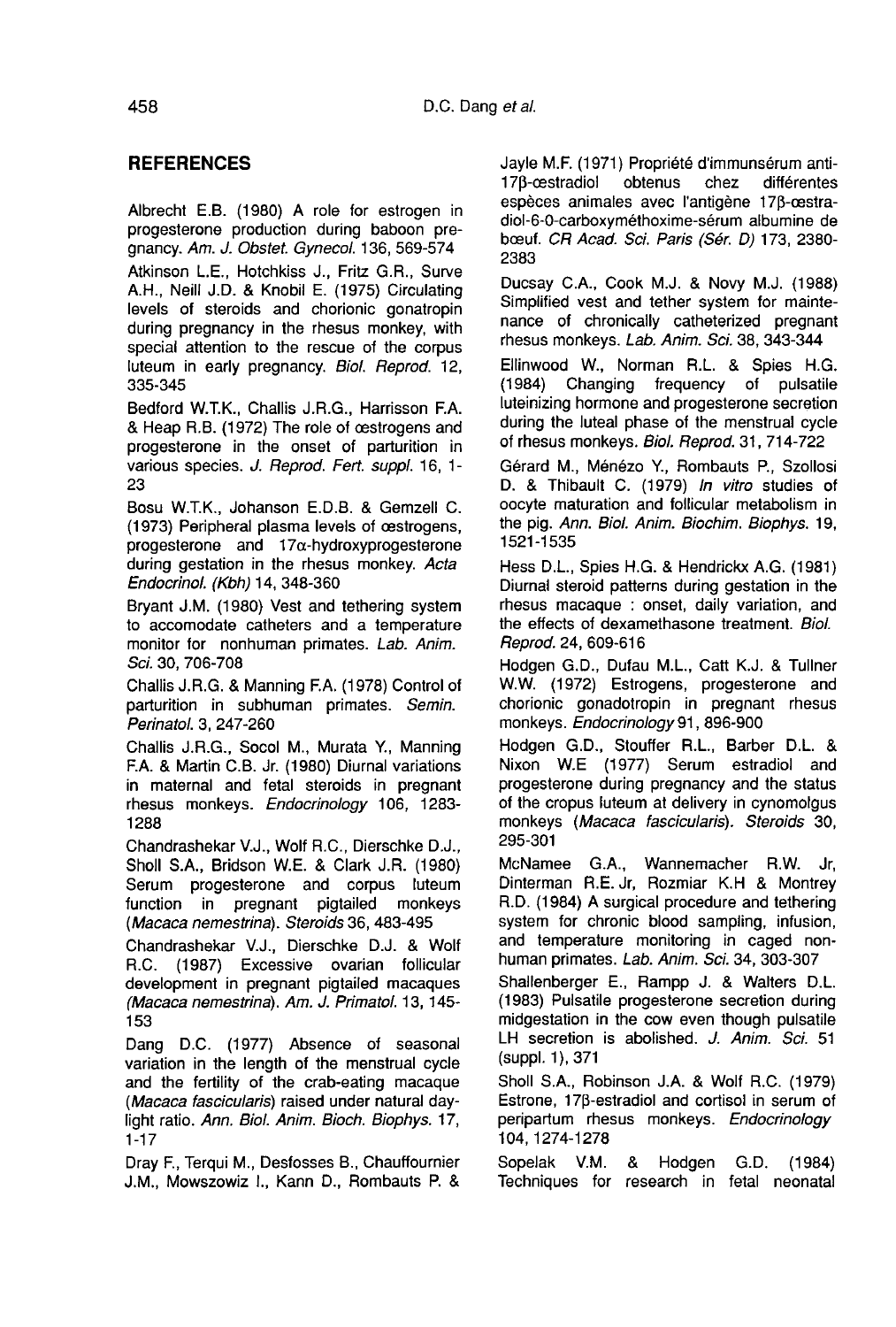## REFERENCES

Albrecht E.B. (1980) A role for estrogen in progesterone production during baboon pregnancy. *Am. J. Obstet. Gynecol.* 136, 569-574

Atkinson L.E., Hotchkiss J., Fritz G.R., Surve A.H., Neill J.D. & Knobil E. (1975) Circulating levels of steroids and chorionic gonatropin during pregnancy in the rhesus monkey, with special attention to the rescue of the corpus luteum in early pregnancy. *Biol. Reprod.* 12, 335-345

Bedford W.T.K., Challis J.R.G., Harrisson F.A. & Heap R.B. (1972) The role of œstrogens and progesterone in the onset of parturition in various species. *J. Reprod. Fert. suppl.* 16, 1-23

Bosu W.T.K., Johanson E.D.B. & Gemzell C. (1973) Peripheral plasma levels of œstrogens, progesterone and 17α-hydroxyprogesterone during gestation in the rhesus monkey. *Acta Endocrinol. (Kbh)* 14, 348-360

Bryant J.M. (1980) Vest and tethering system to accomodate catheters and a temperature monitor for nonhuman primates. *Lab. Anim. Sci.* 30, 706-708

Challis J.R.G. & Manning F.A. (1978) Control of parturition in subhuman primates. *Semin. Perinatol.* 3, 247-260

Challis J.R.G., Socol M., Murata Y., Manning F.A. & Martin C.B. Jr. (1980) Diurnal variations in maternal and fetal steroids in pregnant rhesus monkeys. *Endocrinology* 106, 1283-1288

Chandrashekar V.J., Wolf R.C., Dierschke D.J., Sholl S.A., Bridson W.E. & Clark J.R. (1980) Serum progesterone and corpus luteum function in pregnant pigtailed monkeys (*Macaca nemestrina*). *Steroids* 36, 483-495

Chandrashekar V.J., Dierschke D.J. & Wolf R.C. (1987) Excessive ovarian follicular development in pregnant pigtailed macaques (*Macaca nemestrina*). *Am. J. Primatol.* 13, 145-153

Dang D.C. (1977) Absence of seasonal variation in the length of the menstrual cycle and the fertility of the crab-eating macaque (*Macaca fascicularis*) raised under natural daylight ratio. *Ann. Biol. Anim. Bioch. Biophys.* 17, 1-17

Dray F., Terqui M., Desfosses B., Chauffournier J.M., Mowszowiz I., Kann D., Rombauts P. & Jayle M.F. (1971) Propriété d'immunsérum anti-17β-œstradiol obtenus chez différentes espèces animales avec l'antigène 17β-œstradiol-6-0-carboxyméthoxime-sérum albumine de bœuf. *CR Acad. Sci. Paris (Sér. D)* 173, 2380-2383

Ducsay C.A., Cook M.J. & Novy M.J. (1988) Simplified vest and tether system for maintenance of chronically catheterized pregnant rhesus monkeys. *Lab. Anim. Sci.* 38, 343-344

Ellinwood W., Norman R.L. & Spies H.G. (1984) Changing frequency of pulsatile luteinizing hormone and progesterone secretion during the luteal phase of the menstrual cycle of rhesus monkeys. *Biol. Reprod.* 31, 714-722

Gérard M., Ménézo Y., Rombauts P., Szollosi D. & Thibault C. (1979) *In vitro* studies of oocyte maturation and follicular metabolism in the pig. *Ann. Biol. Anim. Biochim. Biophys.* 19, 1521-1535

Hess D.L., Spies H.G. & Hendrickx A.G. (1981) Diurnal steroid patterns during gestation in the rhesus macaque : onset, daily variation, and the effects of dexamethasone treatment. *Biol. Reprod.* 24, 609-616

Hodgen G.D., Dufau M.L., Catt K.J. & Tullner W.W. (1972) Estrogens, progesterone and chorionic gonadotropin in pregnant rhesus monkeys. *Endocrinology* 91, 896-900

Hodgen G.D., Stouffer R.L., Barber D.L. & Nixon W.E (1977) Serum estradiol and progesterone during pregnancy and the status of the cropus luteum at delivery in cynomolgus monkeys (*Macaca fascicularis*). *Steroids* 30, 295-301

McNamee G.A., Wannemacher R.W. Jr, Dinterman R.E. Jr, Rozmiar K.H & Montrey R.D. (1984) A surgical procedure and tethering system for chronic blood sampling, infusion, and temperature monitoring in caged nonhuman primates. *Lab. Anim. Sci.* 34, 303-307

Shallenberger E., Rampp J. & Walters D.L. (1983) Pulsatile progesterone secretion during midgestation in the cow even though pulsatile LH secretion is abolished. *J. Anim. Sci.* 51 (suppl. 1), 371

Sholl S.A., Robinson J.A. & Wolf R.C. (1979) Estrone, 17β-estradiol and cortisol in serum of peripartum rhesus monkeys. *Endocrinology* 104, 1274-1278

Sopelak V.M. & Hodgen G.D. (1984) Techniques for research in fetal neonatal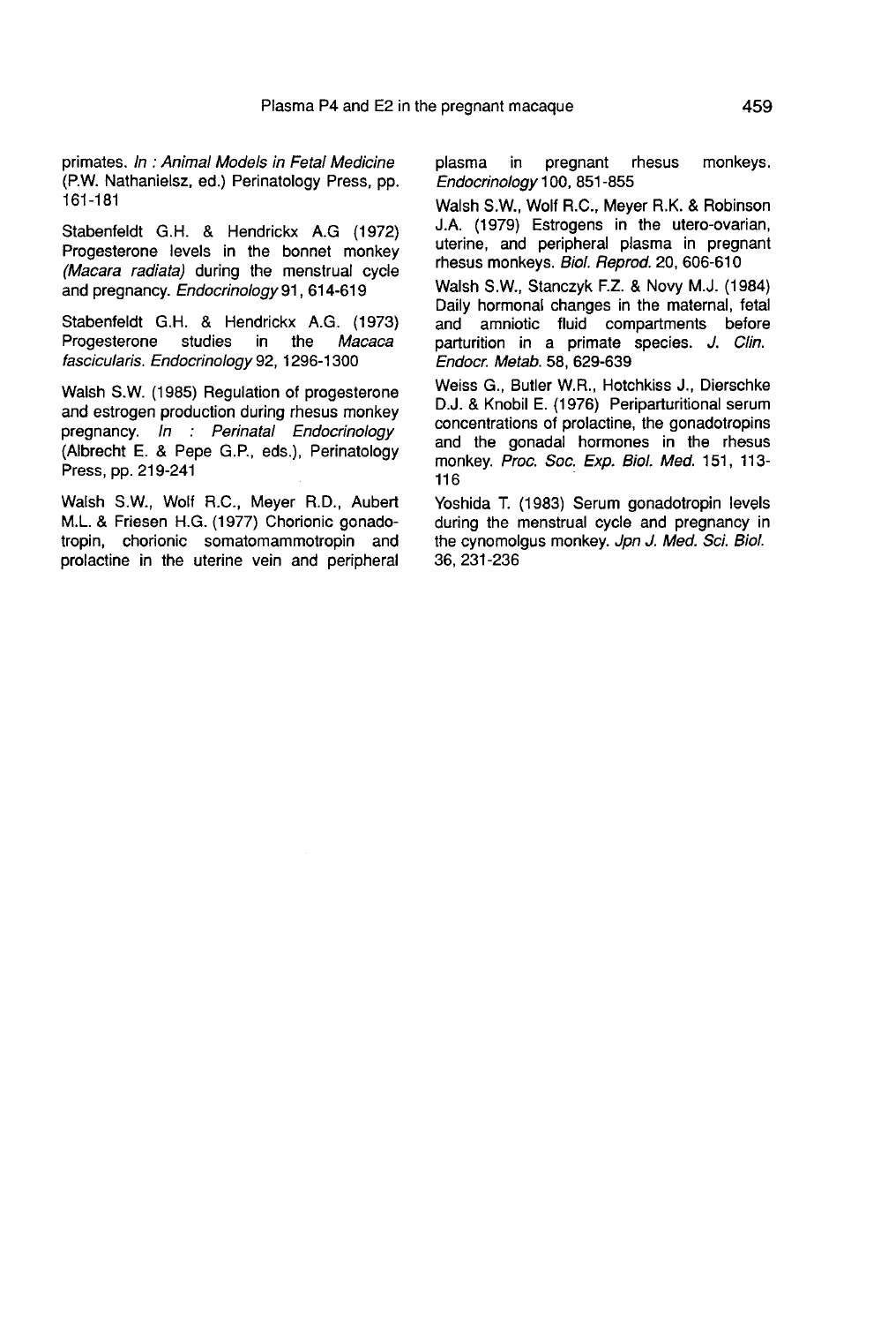primates. *In : Animal Models in Fetal Medicine* (P.W. Nathanielsz, ed.) Perinatology Press, pp. 161-181

Stabenfeldt G.H. & Hendrickx A.G (1972) Progesterone levels in the bonnet monkey *(Macara radiata)* during the menstrual cycle and pregnancy. *Endocrinology* 91, 614-619

Stabenfeldt G.H. & Hendrickx A.G. (1973) Progesterone studies in the *Macaca fascicularis*. *Endocrinology* 92, 1296-1300

Walsh S.W. (1985) Regulation of progesterone and estrogen production during rhesus monkey pregnancy. *In : Perinatal Endocrinology* (Albrecht E. & Pepe G.P., eds.), Perinatology Press, pp. 219-241

Walsh S.W., Wolf R.C., Meyer R.D., Aubert M.L. & Friesen H.G. (1977) Chorionic gonadotropin, chorionic somatomammotropin and prolactine in the uterine vein and peripheral plasma in pregnant rhesus monkeys. *Endocrinology* 100, 851-855

Walsh S.W., Wolf R.C., Meyer R.K. & Robinson J.A. (1979) Estrogens in the utero-ovarian, uterine, and peripheral plasma in pregnant rhesus monkeys. *Biol. Reprod.* 20, 606-610

Walsh S.W., Stanczyk F.Z. & Novy M.J. (1984) Daily hormonal changes in the maternal, fetal and amniotic fluid compartments before parturition in a primate species. *J. Clin. Endocr. Metab.* 58, 629-639

Weiss G., Butler W.R., Hotchkiss J., Dierschke D.J. & Knobil E. (1976) Periparturitional serum concentrations of prolactine, the gonadotropins and the gonadal hormones in the rhesus monkey. *Proc. Soc. Exp. Biol. Med.* 151, 113-116

Yoshida T. (1983) Serum gonadotropin levels during the menstrual cycle and pregnancy in the cynomolgus monkey. *Jpn J. Med. Sci. Biol.* 36, 231-236